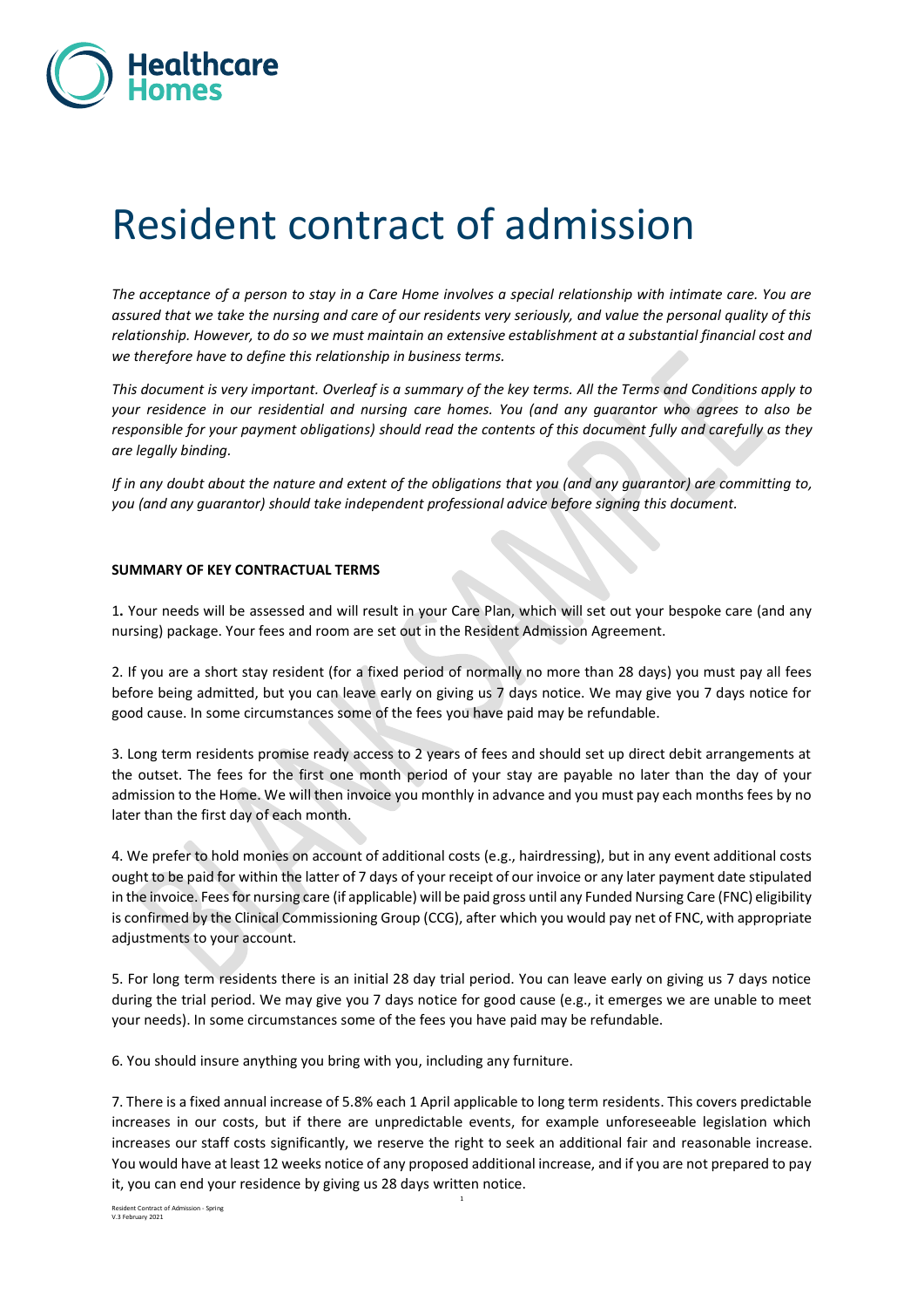# Resident contract of admission

*The acceptance of a person to stay in a Care Home involves a special relationship with intimate care. You are assured that we take the nursing and care of our residents very seriously, and value the personal quality of this relationship. However, to do so we must maintain an extensive establishment at a substantial financial cost and we therefore have to define this relationship in business terms.*

*This document is very important. Overleaf is a summary of the key terms. All the Terms and Conditions apply to your residence in our residential and nursing care homes. You (and any guarantor who agrees to also be responsible for your payment obligations) should read the contents of this document fully and carefully as they are legally binding.*

*If in any doubt about the nature and extent of the obligations that you (and any guarantor) are committing to, you (and any guarantor) should take independent professional advice before signing this document.*

**SUMMARY OF KEY CONTRACTUAL TERMS**

1. Your needs will be assessed and will result in your Care Plan, which will set out your bespoke care (and any nursing) package. Your fees and room are set out in the Resident Admission Agreement.

2. If you are a short stay resident (for a fixed period of normally no more than 28 days) you must pay all fees before being admitted, but you can leave early on giving us 7 days notice. We may give you 7 days notice for good cause. In some circumstances some of the fees you have paid may be refundable.

3. Long term residents promise ready access to 2 years of fees and should set up direct debit arrangements at the outset. The fees for the first one month period of your stay are payable no later than the day of your admission to the Home. We will then invoice you monthly in advance and you must pay each months fees by no later than the first day of each month.

4. We prefer to hold monies on account of additional costs (e.g., hairdressing), but in any event additional costs ought to be paid for within the latter of 7 days of your receipt of our invoice or any later payment date stipulated in the invoice. Fees for nursing care (if applicable) will be paid gross until any Funded Nursing Care (FNC) eligibility is confirmed by the Clinical Commissioning Group (CCG), after which you would pay net of FNC, with appropriate adjustments to your account.

5. For long term residents there is an initial 28 day trial period. You can leave early on giving us 7 days notice during the trial period. We may give you 7 days notice for good cause (e.g., it emerges we are unable to meet your needs). In some circumstances some of the fees you have paid may be refundable.

6. You should insure anything you bring with you, including any furniture.

7. There is a fixed annual increase of 5.8% each 1 April applicable to long term residents. This covers predictable increases in our costs, but if there are unpredictable events, for example unforeseeable legislation which increases our staff costs significantly, we reserve the right to seek an additional fair and reasonable increase. You would have at least 12 weeks notice of any proposed additional increase, and if you are not prepared to pay it, you can end your residence by giving us 28 days written notice.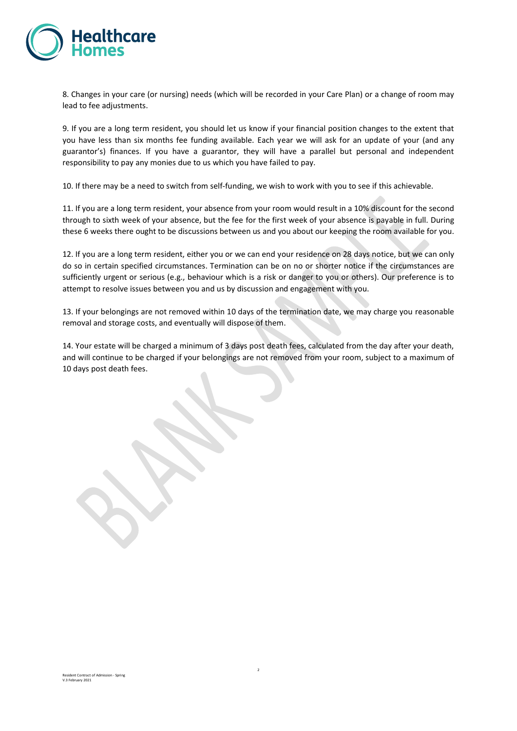8. Changes in your care (or nursing) needs (which will be recorded in your Care Plan) or a change of room may lead to fee adjustments.

9. If you are a long term resident, you should let us know if your financial position changes to the extent that you have less than six months fee funding available. Each year we will ask for an update of your (and any guarantor's) finances. If you have a guarantor, they will have a parallel but personal and independent responsibility to pay any monies due to us which you have failed to pay.

10. If there may be a need to switch from self-funding, we wish to work with you to see if this achievable.

11. If you are a long term resident, your absence from your room would result in a 10% discount for the second through to sixth week of your absence, but the fee for the first week of your absence is payable in full. During these 6 weeks there ought to be discussions between us and you about our keeping the room available for you.

12. If you are a long term resident, either you or we can end your residence on 28 days notice, but we can only do so in certain specified circumstances. Termination can be on no or shorter notice if the circumstances are sufficiently urgent or serious (e.g., behaviour which is a risk or danger to you or others). Our preference is to attempt to resolve issues between you and us by discussion and engagement with you.

13. If your belongings are not removed within 10 days of the termination date, we may charge you reasonable removal and storage costs, and eventually will dispose of them.

14. Your estate will be charged a minimum of 3 days post death fees, calculated from the day after your death, and will continue to be charged if your belongings are not removed from your room, subject to a maximum of 10 days post death fees.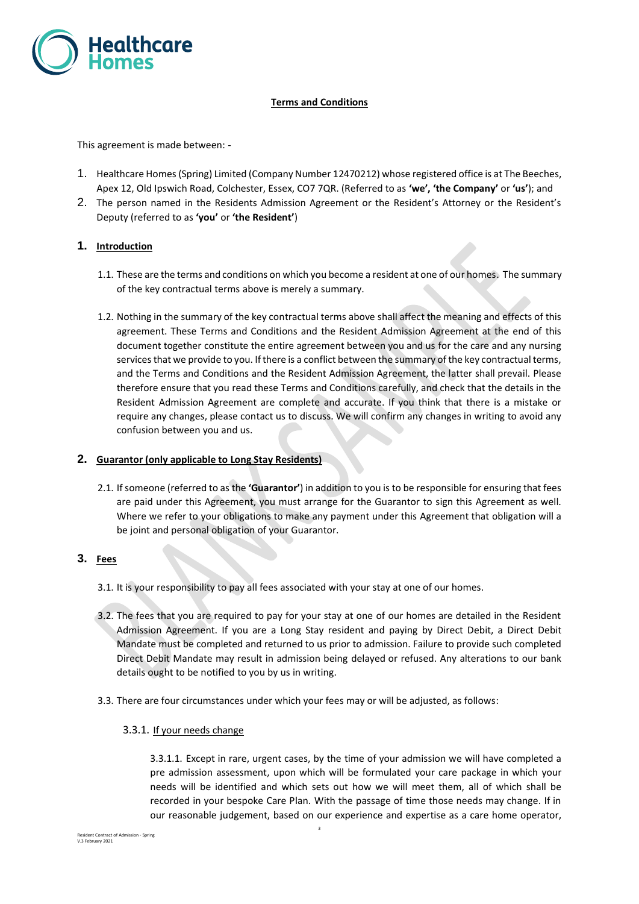**Terms and Conditions**

This agreement is made between: -

1. Healthcare Homes (Spring) Limited (Company Number 12470212) whose registered office is at The Beeches, Apex 12, Old Ipswich Road, Colchester, Essex, CO7 7QR. (Referred to as **'we', 'the Company'** or **'us'**); and
2. The person named in the Residents Admission Agreement or the Resident's Attorney or the Resident's Deputy (referred to as **'you'** or **'the Resident'**)

## 1. Introduction

1.1. These are the terms and conditions on which you become a resident at one of our homes. The summary of the key contractual terms above is merely a summary.

1.2. Nothing in the summary of the key contractual terms above shall affect the meaning and effects of this agreement. These Terms and Conditions and the Resident Admission Agreement at the end of this document together constitute the entire agreement between you and us for the care and any nursing services that we provide to you. If there is a conflict between the summary of the key contractual terms, and the Terms and Conditions and the Resident Admission Agreement, the latter shall prevail. Please therefore ensure that you read these Terms and Conditions carefully, and check that the details in the Resident Admission Agreement are complete and accurate. If you think that there is a mistake or require any changes, please contact us to discuss. We will confirm any changes in writing to avoid any confusion between you and us.

## 2. Guarantor (only applicable to Long Stay Residents)

2.1. If someone (referred to as the **'Guarantor'**) in addition to you is to be responsible for ensuring that fees are paid under this Agreement, you must arrange for the Guarantor to sign this Agreement as well. Where we refer to your obligations to make any payment under this Agreement that obligation will a be joint and personal obligation of your Guarantor.

## 3. Fees

3.1. It is your responsibility to pay all fees associated with your stay at one of our homes.

3.2. The fees that you are required to pay for your stay at one of our homes are detailed in the Resident Admission Agreement. If you are a Long Stay resident and paying by Direct Debit, a Direct Debit Mandate must be completed and returned to us prior to admission. Failure to provide such completed Direct Debit Mandate may result in admission being delayed or refused. Any alterations to our bank details ought to be notified to you by us in writing.

3.3. There are four circumstances under which your fees may or will be adjusted, as follows:

3.3.1. If your needs change

3.3.1.1. Except in rare, urgent cases, by the time of your admission we will have completed a pre admission assessment, upon which will be formulated your care package in which your needs will be identified and which sets out how we will meet them, all of which shall be recorded in your bespoke Care Plan. With the passage of time those needs may change. If in our reasonable judgement, based on our experience and expertise as a care home operator,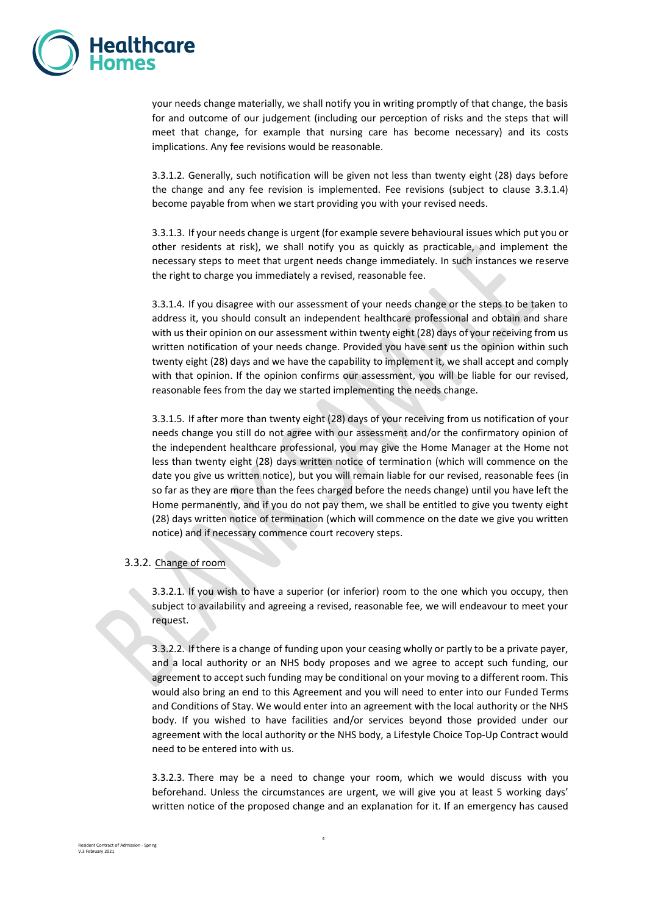your needs change materially, we shall notify you in writing promptly of that change, the basis for and outcome of our judgement (including our perception of risks and the steps that will meet that change, for example that nursing care has become necessary) and its costs implications. Any fee revisions would be reasonable.

3.3.1.2. Generally, such notification will be given not less than twenty eight (28) days before the change and any fee revision is implemented. Fee revisions (subject to clause 3.3.1.4) become payable from when we start providing you with your revised needs.

3.3.1.3. If your needs change is urgent (for example severe behavioural issues which put you or other residents at risk), we shall notify you as quickly as practicable, and implement the necessary steps to meet that urgent needs change immediately. In such instances we reserve the right to charge you immediately a revised, reasonable fee.

3.3.1.4. If you disagree with our assessment of your needs change or the steps to be taken to address it, you should consult an independent healthcare professional and obtain and share with us their opinion on our assessment within twenty eight (28) days of your receiving from us written notification of your needs change. Provided you have sent us the opinion within such twenty eight (28) days and we have the capability to implement it, we shall accept and comply with that opinion. If the opinion confirms our assessment, you will be liable for our revised, reasonable fees from the day we started implementing the needs change.

3.3.1.5. If after more than twenty eight (28) days of your receiving from us notification of your needs change you still do not agree with our assessment and/or the confirmatory opinion of the independent healthcare professional, you may give the Home Manager at the Home not less than twenty eight (28) days written notice of termination (which will commence on the date you give us written notice), but you will remain liable for our revised, reasonable fees (in so far as they are more than the fees charged before the needs change) until you have left the Home permanently, and if you do not pay them, we shall be entitled to give you twenty eight (28) days written notice of termination (which will commence on the date we give you written notice) and if necessary commence court recovery steps.

3.3.2. Change of room

3.3.2.1. If you wish to have a superior (or inferior) room to the one which you occupy, then subject to availability and agreeing a revised, reasonable fee, we will endeavour to meet your request.

3.3.2.2. If there is a change of funding upon your ceasing wholly or partly to be a private payer, and a local authority or an NHS body proposes and we agree to accept such funding, our agreement to accept such funding may be conditional on your moving to a different room. This would also bring an end to this Agreement and you will need to enter into our Funded Terms and Conditions of Stay. We would enter into an agreement with the local authority or the NHS body. If you wished to have facilities and/or services beyond those provided under our agreement with the local authority or the NHS body, a Lifestyle Choice Top-Up Contract would need to be entered into with us.

3.3.2.3. There may be a need to change your room, which we would discuss with you beforehand. Unless the circumstances are urgent, we will give you at least 5 working days' written notice of the proposed change and an explanation for it. If an emergency has caused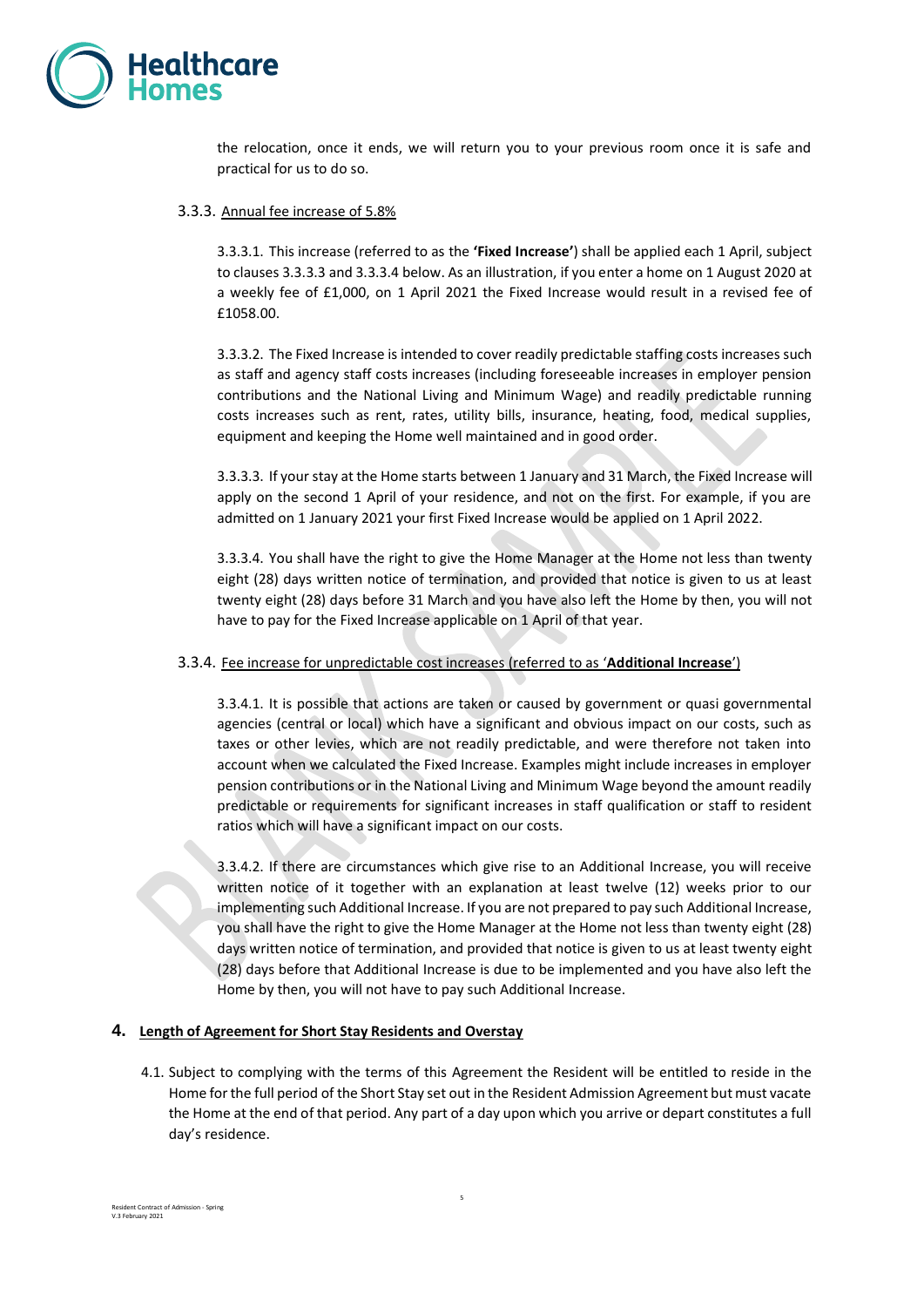the relocation, once it ends, we will return you to your previous room once it is safe and practical for us to do so.

3.3.3. Annual fee increase of 5.8%

3.3.3.1. This increase (referred to as the **'Fixed Increase'**) shall be applied each 1 April, subject to clauses 3.3.3.3 and 3.3.3.4 below. As an illustration, if you enter a home on 1 August 2020 at a weekly fee of £1,000, on 1 April 2021 the Fixed Increase would result in a revised fee of £1058.00.

3.3.3.2. The Fixed Increase is intended to cover readily predictable staffing costs increases such as staff and agency staff costs increases (including foreseeable increases in employer pension contributions and the National Living and Minimum Wage) and readily predictable running costs increases such as rent, rates, utility bills, insurance, heating, food, medical supplies, equipment and keeping the Home well maintained and in good order.

3.3.3.3. If your stay at the Home starts between 1 January and 31 March, the Fixed Increase will apply on the second 1 April of your residence, and not on the first. For example, if you are admitted on 1 January 2021 your first Fixed Increase would be applied on 1 April 2022.

3.3.3.4. You shall have the right to give the Home Manager at the Home not less than twenty eight (28) days written notice of termination, and provided that notice is given to us at least twenty eight (28) days before 31 March and you have also left the Home by then, you will not have to pay for the Fixed Increase applicable on 1 April of that year.

3.3.4. Fee increase for unpredictable cost increases (referred to as '**Additional Increase**')

3.3.4.1. It is possible that actions are taken or caused by government or quasi governmental agencies (central or local) which have a significant and obvious impact on our costs, such as taxes or other levies, which are not readily predictable, and were therefore not taken into account when we calculated the Fixed Increase. Examples might include increases in employer pension contributions or in the National Living and Minimum Wage beyond the amount readily predictable or requirements for significant increases in staff qualification or staff to resident ratios which will have a significant impact on our costs.

3.3.4.2. If there are circumstances which give rise to an Additional Increase, you will receive written notice of it together with an explanation at least twelve (12) weeks prior to our implementing such Additional Increase. If you are not prepared to pay such Additional Increase, you shall have the right to give the Home Manager at the Home not less than twenty eight (28) days written notice of termination, and provided that notice is given to us at least twenty eight (28) days before that Additional Increase is due to be implemented and you have also left the Home by then, you will not have to pay such Additional Increase.

## 4. Length of Agreement for Short Stay Residents and Overstay

4.1. Subject to complying with the terms of this Agreement the Resident will be entitled to reside in the Home for the full period of the Short Stay set out in the Resident Admission Agreement but must vacate the Home at the end of that period. Any part of a day upon which you arrive or depart constitutes a full day's residence.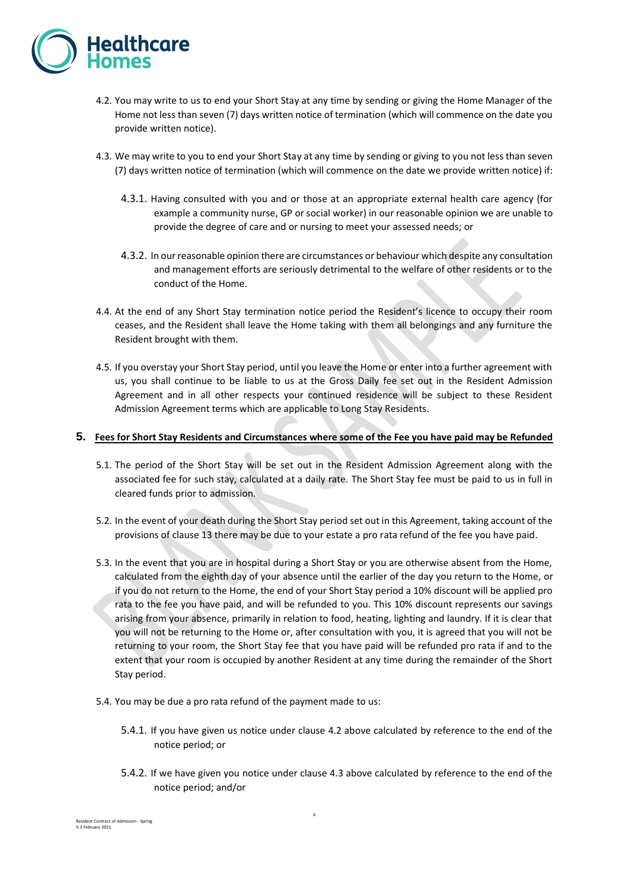4.2. You may write to us to end your Short Stay at any time by sending or giving the Home Manager of the Home not less than seven (7) days written notice of termination (which will commence on the date you provide written notice).

4.3. We may write to you to end your Short Stay at any time by sending or giving to you not less than seven (7) days written notice of termination (which will commence on the date we provide written notice) if:

4.3.1. Having consulted with you and or those at an appropriate external health care agency (for example a community nurse, GP or social worker) in our reasonable opinion we are unable to provide the degree of care and or nursing to meet your assessed needs; or

4.3.2. In our reasonable opinion there are circumstances or behaviour which despite any consultation and management efforts are seriously detrimental to the welfare of other residents or to the conduct of the Home.

4.4. At the end of any Short Stay termination notice period the Resident's licence to occupy their room ceases, and the Resident shall leave the Home taking with them all belongings and any furniture the Resident brought with them.

4.5. If you overstay your Short Stay period, until you leave the Home or enter into a further agreement with us, you shall continue to be liable to us at the Gross Daily fee set out in the Resident Admission Agreement and in all other respects your continued residence will be subject to these Resident Admission Agreement terms which are applicable to Long Stay Residents.

## 5. Fees for Short Stay Residents and Circumstances where some of the Fee you have paid may be Refunded

5.1. The period of the Short Stay will be set out in the Resident Admission Agreement along with the associated fee for such stay, calculated at a daily rate. The Short Stay fee must be paid to us in full in cleared funds prior to admission.

5.2. In the event of your death during the Short Stay period set out in this Agreement, taking account of the provisions of clause 13 there may be due to your estate a pro rata refund of the fee you have paid.

5.3. In the event that you are in hospital during a Short Stay or you are otherwise absent from the Home, calculated from the eighth day of your absence until the earlier of the day you return to the Home, or if you do not return to the Home, the end of your Short Stay period a 10% discount will be applied pro rata to the fee you have paid, and will be refunded to you. This 10% discount represents our savings arising from your absence, primarily in relation to food, heating, lighting and laundry. If it is clear that you will not be returning to the Home or, after consultation with you, it is agreed that you will not be returning to your room, the Short Stay fee that you have paid will be refunded pro rata if and to the extent that your room is occupied by another Resident at any time during the remainder of the Short Stay period.

5.4. You may be due a pro rata refund of the payment made to us:

5.4.1. If you have given us notice under clause 4.2 above calculated by reference to the end of the notice period; or

5.4.2. If we have given you notice under clause 4.3 above calculated by reference to the end of the notice period; and/or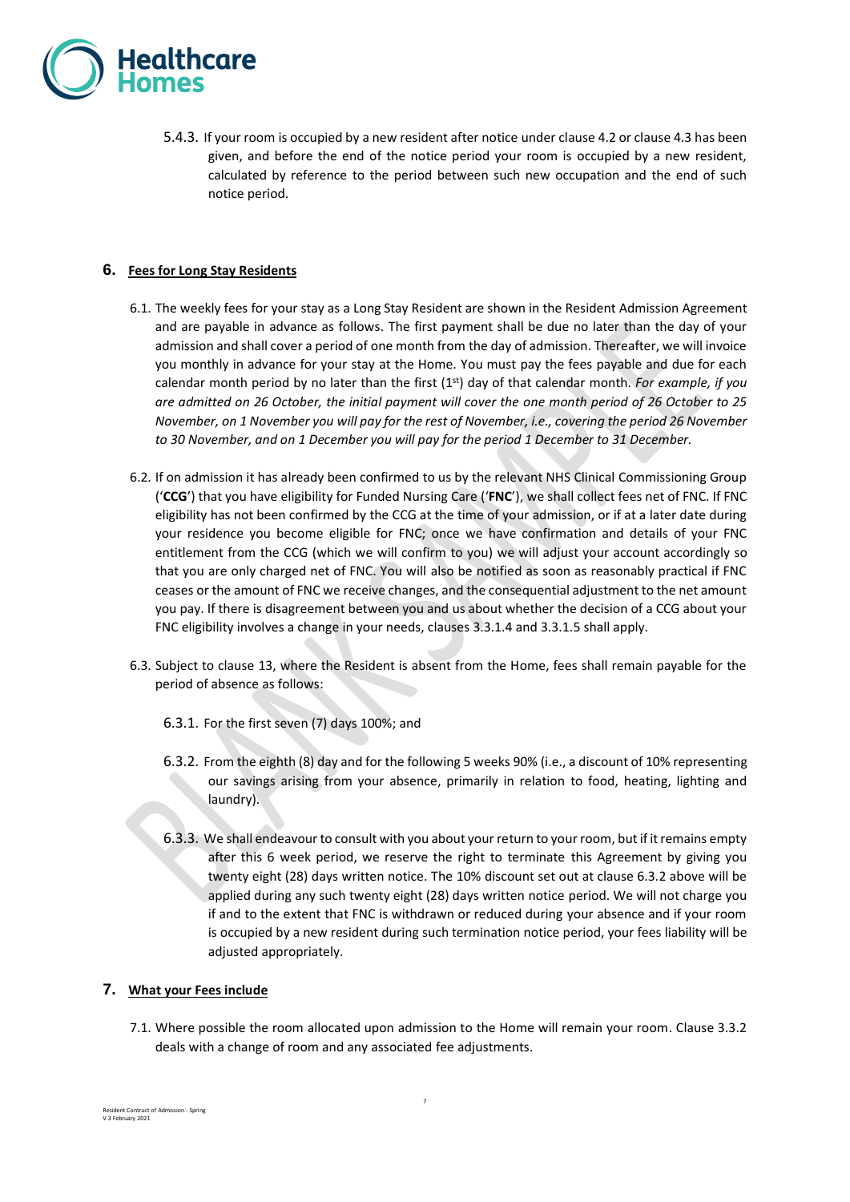5.4.3. If your room is occupied by a new resident after notice under clause 4.2 or clause 4.3 has been given, and before the end of the notice period your room is occupied by a new resident, calculated by reference to the period between such new occupation and the end of such notice period.

## 6. Fees for Long Stay Residents

6.1. The weekly fees for your stay as a Long Stay Resident are shown in the Resident Admission Agreement and are payable in advance as follows. The first payment shall be due no later than the day of your admission and shall cover a period of one month from the day of admission. Thereafter, we will invoice you monthly in advance for your stay at the Home. You must pay the fees payable and due for each calendar month period by no later than the first (1st) day of that calendar month. *For example, if you are admitted on 26 October, the initial payment will cover the one month period of 26 October to 25 November, on 1 November you will pay for the rest of November, i.e., covering the period 26 November to 30 November, and on 1 December you will pay for the period 1 December to 31 December.*

6.2. If on admission it has already been confirmed to us by the relevant NHS Clinical Commissioning Group ('**CCG**') that you have eligibility for Funded Nursing Care ('**FNC**'), we shall collect fees net of FNC. If FNC eligibility has not been confirmed by the CCG at the time of your admission, or if at a later date during your residence you become eligible for FNC; once we have confirmation and details of your FNC entitlement from the CCG (which we will confirm to you) we will adjust your account accordingly so that you are only charged net of FNC. You will also be notified as soon as reasonably practical if FNC ceases or the amount of FNC we receive changes, and the consequential adjustment to the net amount you pay. If there is disagreement between you and us about whether the decision of a CCG about your FNC eligibility involves a change in your needs, clauses 3.3.1.4 and 3.3.1.5 shall apply.

6.3. Subject to clause 13, where the Resident is absent from the Home, fees shall remain payable for the period of absence as follows:

6.3.1. For the first seven (7) days 100%; and

6.3.2. From the eighth (8) day and for the following 5 weeks 90% (i.e., a discount of 10% representing our savings arising from your absence, primarily in relation to food, heating, lighting and laundry).

6.3.3. We shall endeavour to consult with you about your return to your room, but if it remains empty after this 6 week period, we reserve the right to terminate this Agreement by giving you twenty eight (28) days written notice. The 10% discount set out at clause 6.3.2 above will be applied during any such twenty eight (28) days written notice period. We will not charge you if and to the extent that FNC is withdrawn or reduced during your absence and if your room is occupied by a new resident during such termination notice period, your fees liability will be adjusted appropriately.

## 7. What your Fees include

7.1. Where possible the room allocated upon admission to the Home will remain your room. Clause 3.3.2 deals with a change of room and any associated fee adjustments.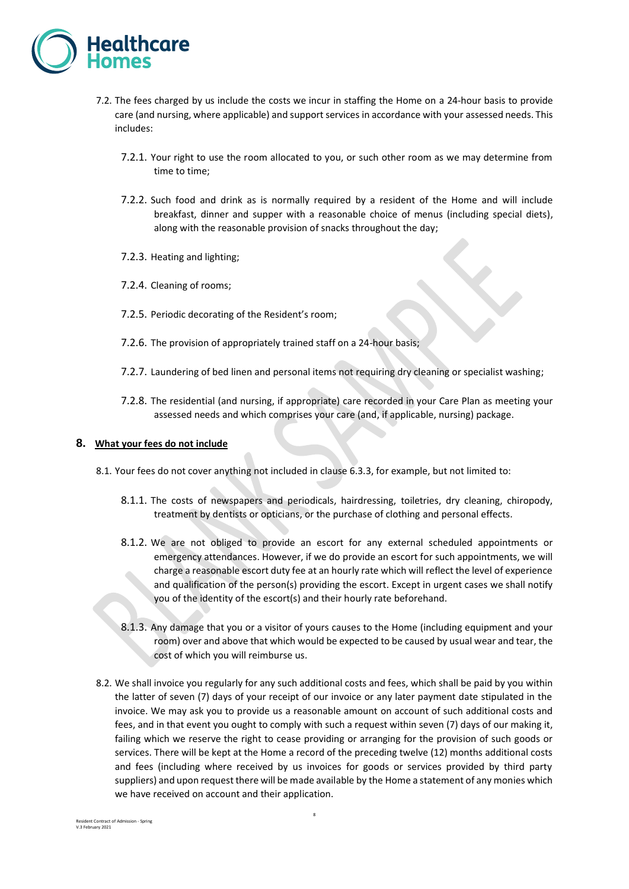7.2. The fees charged by us include the costs we incur in staffing the Home on a 24-hour basis to provide care (and nursing, where applicable) and support services in accordance with your assessed needs. This includes:

7.2.1. Your right to use the room allocated to you, or such other room as we may determine from time to time;

7.2.2. Such food and drink as is normally required by a resident of the Home and will include breakfast, dinner and supper with a reasonable choice of menus (including special diets), along with the reasonable provision of snacks throughout the day;

7.2.3. Heating and lighting;

7.2.4. Cleaning of rooms;

7.2.5. Periodic decorating of the Resident's room;

7.2.6. The provision of appropriately trained staff on a 24-hour basis;

7.2.7. Laundering of bed linen and personal items not requiring dry cleaning or specialist washing;

7.2.8. The residential (and nursing, if appropriate) care recorded in your Care Plan as meeting your assessed needs and which comprises your care (and, if applicable, nursing) package.

## 8. <u>What your fees do not include</u>

8.1. Your fees do not cover anything not included in clause 6.3.3, for example, but not limited to:

8.1.1. The costs of newspapers and periodicals, hairdressing, toiletries, dry cleaning, chiropody, treatment by dentists or opticians, or the purchase of clothing and personal effects.

8.1.2. We are not obliged to provide an escort for any external scheduled appointments or emergency attendances. However, if we do provide an escort for such appointments, we will charge a reasonable escort duty fee at an hourly rate which will reflect the level of experience and qualification of the person(s) providing the escort. Except in urgent cases we shall notify you of the identity of the escort(s) and their hourly rate beforehand.

8.1.3. Any damage that you or a visitor of yours causes to the Home (including equipment and your room) over and above that which would be expected to be caused by usual wear and tear, the cost of which you will reimburse us.

8.2. We shall invoice you regularly for any such additional costs and fees, which shall be paid by you within the latter of seven (7) days of your receipt of our invoice or any later payment date stipulated in the invoice. We may ask you to provide us a reasonable amount on account of such additional costs and fees, and in that event you ought to comply with such a request within seven (7) days of our making it, failing which we reserve the right to cease providing or arranging for the provision of such goods or services. There will be kept at the Home a record of the preceding twelve (12) months additional costs and fees (including where received by us invoices for goods or services provided by third party suppliers) and upon request there will be made available by the Home a statement of any monies which we have received on account and their application.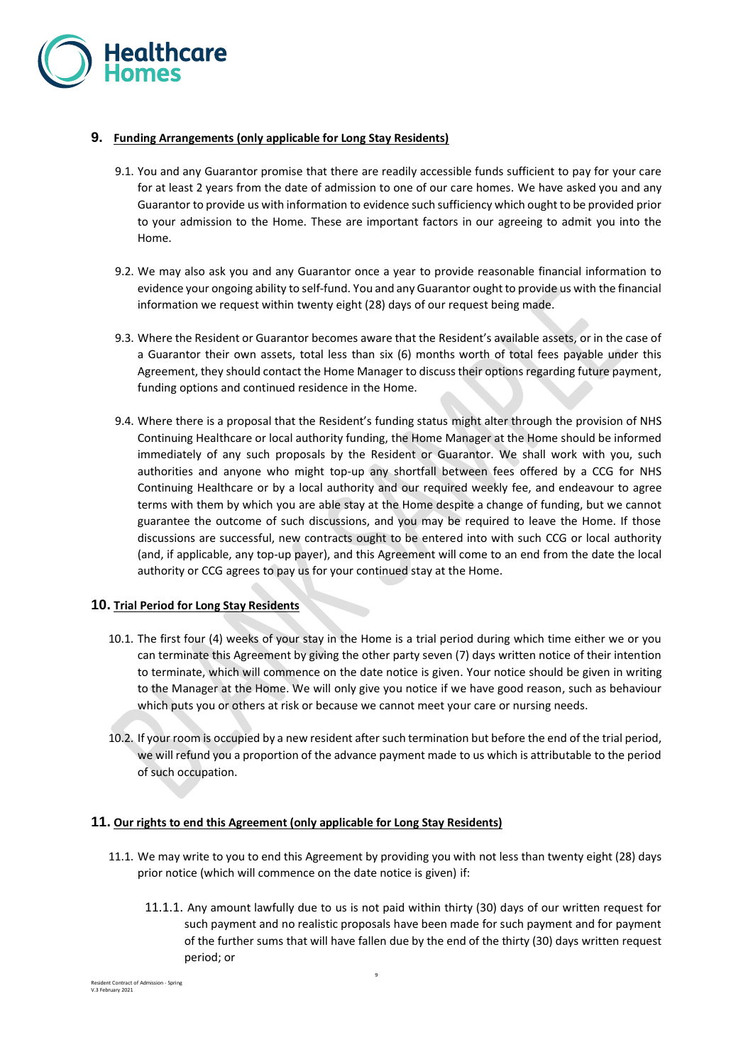## 9. **Funding Arrangements (only applicable for Long Stay Residents)**

9.1. You and any Guarantor promise that there are readily accessible funds sufficient to pay for your care for at least 2 years from the date of admission to one of our care homes. We have asked you and any Guarantor to provide us with information to evidence such sufficiency which ought to be provided prior to your admission to the Home. These are important factors in our agreeing to admit you into the Home.

9.2. We may also ask you and any Guarantor once a year to provide reasonable financial information to evidence your ongoing ability to self-fund. You and any Guarantor ought to provide us with the financial information we request within twenty eight (28) days of our request being made.

9.3. Where the Resident or Guarantor becomes aware that the Resident's available assets, or in the case of a Guarantor their own assets, total less than six (6) months worth of total fees payable under this Agreement, they should contact the Home Manager to discuss their options regarding future payment, funding options and continued residence in the Home.

9.4. Where there is a proposal that the Resident's funding status might alter through the provision of NHS Continuing Healthcare or local authority funding, the Home Manager at the Home should be informed immediately of any such proposals by the Resident or Guarantor. We shall work with you, such authorities and anyone who might top-up any shortfall between fees offered by a CCG for NHS Continuing Healthcare or by a local authority and our required weekly fee, and endeavour to agree terms with them by which you are able stay at the Home despite a change of funding, but we cannot guarantee the outcome of such discussions, and you may be required to leave the Home. If those discussions are successful, new contracts ought to be entered into with such CCG or local authority (and, if applicable, any top-up payer), and this Agreement will come to an end from the date the local authority or CCG agrees to pay us for your continued stay at the Home.

## 10. **Trial Period for Long Stay Residents**

10.1. The first four (4) weeks of your stay in the Home is a trial period during which time either we or you can terminate this Agreement by giving the other party seven (7) days written notice of their intention to terminate, which will commence on the date notice is given. Your notice should be given in writing to the Manager at the Home. We will only give you notice if we have good reason, such as behaviour which puts you or others at risk or because we cannot meet your care or nursing needs.

10.2. If your room is occupied by a new resident after such termination but before the end of the trial period, we will refund you a proportion of the advance payment made to us which is attributable to the period of such occupation.

## 11. **Our rights to end this Agreement (only applicable for Long Stay Residents)**

11.1. We may write to you to end this Agreement by providing you with not less than twenty eight (28) days prior notice (which will commence on the date notice is given) if:

11.1.1. Any amount lawfully due to us is not paid within thirty (30) days of our written request for such payment and no realistic proposals have been made for such payment and for payment of the further sums that will have fallen due by the end of the thirty (30) days written request period; or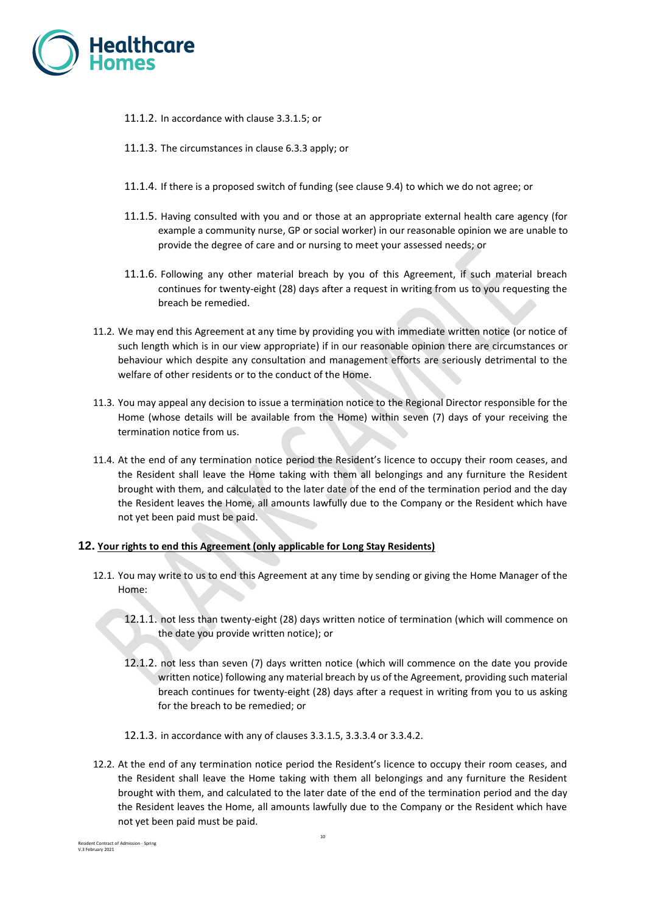11.1.2. In accordance with clause 3.3.1.5; or

11.1.3. The circumstances in clause 6.3.3 apply; or

11.1.4. If there is a proposed switch of funding (see clause 9.4) to which we do not agree; or

11.1.5. Having consulted with you and or those at an appropriate external health care agency (for example a community nurse, GP or social worker) in our reasonable opinion we are unable to provide the degree of care and or nursing to meet your assessed needs; or

11.1.6. Following any other material breach by you of this Agreement, if such material breach continues for twenty-eight (28) days after a request in writing from us to you requesting the breach be remedied.

11.2. We may end this Agreement at any time by providing you with immediate written notice (or notice of such length which is in our view appropriate) if in our reasonable opinion there are circumstances or behaviour which despite any consultation and management efforts are seriously detrimental to the welfare of other residents or to the conduct of the Home.

11.3. You may appeal any decision to issue a termination notice to the Regional Director responsible for the Home (whose details will be available from the Home) within seven (7) days of your receiving the termination notice from us.

11.4. At the end of any termination notice period the Resident's licence to occupy their room ceases, and the Resident shall leave the Home taking with them all belongings and any furniture the Resident brought with them, and calculated to the later date of the end of the termination period and the day the Resident leaves the Home, all amounts lawfully due to the Company or the Resident which have not yet been paid must be paid.

## 12. Your rights to end this Agreement (only applicable for Long Stay Residents)

12.1. You may write to us to end this Agreement at any time by sending or giving the Home Manager of the Home:

12.1.1. not less than twenty-eight (28) days written notice of termination (which will commence on the date you provide written notice); or

12.1.2. not less than seven (7) days written notice (which will commence on the date you provide written notice) following any material breach by us of the Agreement, providing such material breach continues for twenty-eight (28) days after a request in writing from you to us asking for the breach to be remedied; or

12.1.3. in accordance with any of clauses 3.3.1.5, 3.3.3.4 or 3.3.4.2.

12.2. At the end of any termination notice period the Resident's licence to occupy their room ceases, and the Resident shall leave the Home taking with them all belongings and any furniture the Resident brought with them, and calculated to the later date of the end of the termination period and the day the Resident leaves the Home, all amounts lawfully due to the Company or the Resident which have not yet been paid must be paid.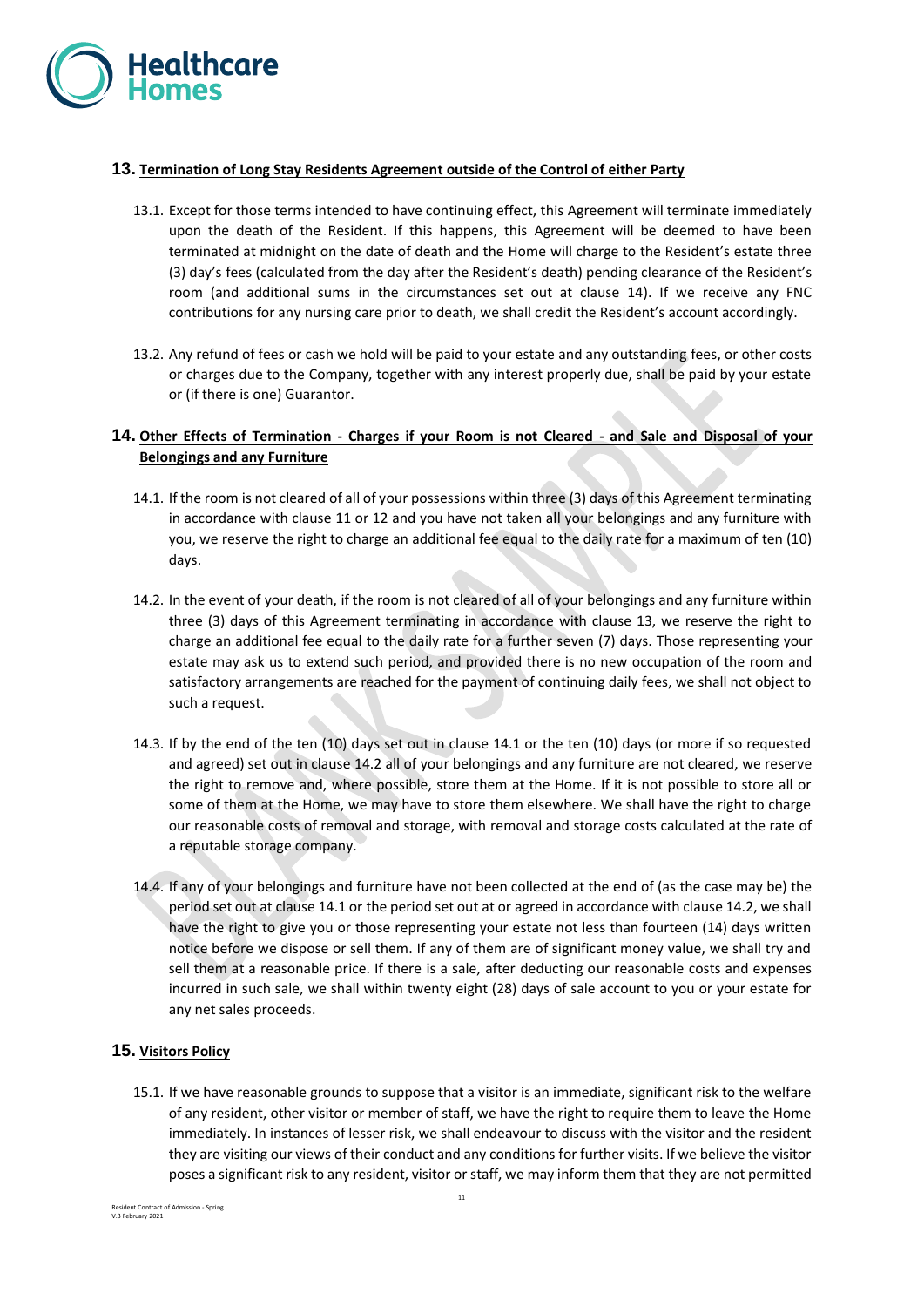## 13. Termination of Long Stay Residents Agreement outside of the Control of either Party

13.1. Except for those terms intended to have continuing effect, this Agreement will terminate immediately upon the death of the Resident. If this happens, this Agreement will be deemed to have been terminated at midnight on the date of death and the Home will charge to the Resident's estate three (3) day's fees (calculated from the day after the Resident's death) pending clearance of the Resident's room (and additional sums in the circumstances set out at clause 14). If we receive any FNC contributions for any nursing care prior to death, we shall credit the Resident's account accordingly.

13.2. Any refund of fees or cash we hold will be paid to your estate and any outstanding fees, or other costs or charges due to the Company, together with any interest properly due, shall be paid by your estate or (if there is one) Guarantor.

## 14. Other Effects of Termination - Charges if your Room is not Cleared - and Sale and Disposal of your Belongings and any Furniture

14.1. If the room is not cleared of all of your possessions within three (3) days of this Agreement terminating in accordance with clause 11 or 12 and you have not taken all your belongings and any furniture with you, we reserve the right to charge an additional fee equal to the daily rate for a maximum of ten (10) days.

14.2. In the event of your death, if the room is not cleared of all of your belongings and any furniture within three (3) days of this Agreement terminating in accordance with clause 13, we reserve the right to charge an additional fee equal to the daily rate for a further seven (7) days. Those representing your estate may ask us to extend such period, and provided there is no new occupation of the room and satisfactory arrangements are reached for the payment of continuing daily fees, we shall not object to such a request.

14.3. If by the end of the ten (10) days set out in clause 14.1 or the ten (10) days (or more if so requested and agreed) set out in clause 14.2 all of your belongings and any furniture are not cleared, we reserve the right to remove and, where possible, store them at the Home. If it is not possible to store all or some of them at the Home, we may have to store them elsewhere. We shall have the right to charge our reasonable costs of removal and storage, with removal and storage costs calculated at the rate of a reputable storage company.

14.4. If any of your belongings and furniture have not been collected at the end of (as the case may be) the period set out at clause 14.1 or the period set out at or agreed in accordance with clause 14.2, we shall have the right to give you or those representing your estate not less than fourteen (14) days written notice before we dispose or sell them. If any of them are of significant money value, we shall try and sell them at a reasonable price. If there is a sale, after deducting our reasonable costs and expenses incurred in such sale, we shall within twenty eight (28) days of sale account to you or your estate for any net sales proceeds.

## 15. Visitors Policy

15.1. If we have reasonable grounds to suppose that a visitor is an immediate, significant risk to the welfare of any resident, other visitor or member of staff, we have the right to require them to leave the Home immediately. In instances of lesser risk, we shall endeavour to discuss with the visitor and the resident they are visiting our views of their conduct and any conditions for further visits. If we believe the visitor poses a significant risk to any resident, visitor or staff, we may inform them that they are not permitted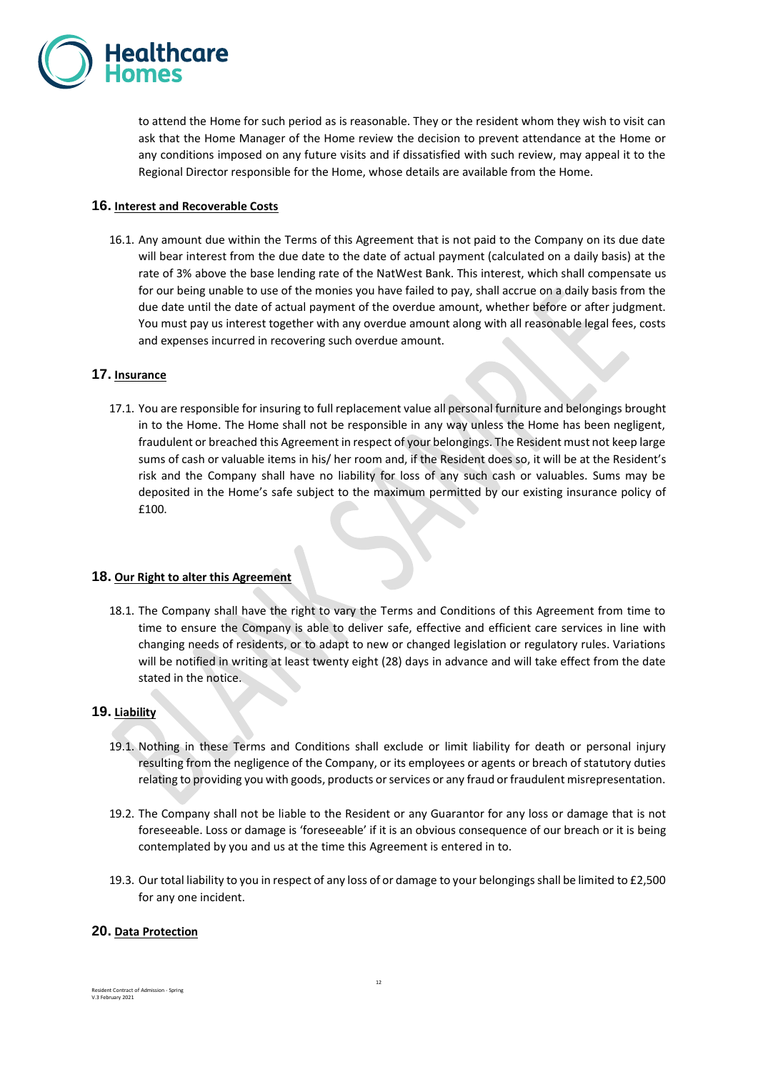to attend the Home for such period as is reasonable. They or the resident whom they wish to visit can ask that the Home Manager of the Home review the decision to prevent attendance at the Home or any conditions imposed on any future visits and if dissatisfied with such review, may appeal it to the Regional Director responsible for the Home, whose details are available from the Home.

## 16. Interest and Recoverable Costs

16.1. Any amount due within the Terms of this Agreement that is not paid to the Company on its due date will bear interest from the due date to the date of actual payment (calculated on a daily basis) at the rate of 3% above the base lending rate of the NatWest Bank. This interest, which shall compensate us for our being unable to use of the monies you have failed to pay, shall accrue on a daily basis from the due date until the date of actual payment of the overdue amount, whether before or after judgment. You must pay us interest together with any overdue amount along with all reasonable legal fees, costs and expenses incurred in recovering such overdue amount.

## 17. Insurance

17.1. You are responsible for insuring to full replacement value all personal furniture and belongings brought in to the Home. The Home shall not be responsible in any way unless the Home has been negligent, fraudulent or breached this Agreement in respect of your belongings. The Resident must not keep large sums of cash or valuable items in his/ her room and, if the Resident does so, it will be at the Resident's risk and the Company shall have no liability for loss of any such cash or valuables. Sums may be deposited in the Home's safe subject to the maximum permitted by our existing insurance policy of £100.

## 18. Our Right to alter this Agreement

18.1. The Company shall have the right to vary the Terms and Conditions of this Agreement from time to time to ensure the Company is able to deliver safe, effective and efficient care services in line with changing needs of residents, or to adapt to new or changed legislation or regulatory rules. Variations will be notified in writing at least twenty eight (28) days in advance and will take effect from the date stated in the notice.

## 19. Liability

19.1. Nothing in these Terms and Conditions shall exclude or limit liability for death or personal injury resulting from the negligence of the Company, or its employees or agents or breach of statutory duties relating to providing you with goods, products or services or any fraud or fraudulent misrepresentation.

19.2. The Company shall not be liable to the Resident or any Guarantor for any loss or damage that is not foreseeable. Loss or damage is 'foreseeable' if it is an obvious consequence of our breach or it is being contemplated by you and us at the time this Agreement is entered in to.

19.3. Our total liability to you in respect of any loss of or damage to your belongings shall be limited to £2,500 for any one incident.

## 20. Data Protection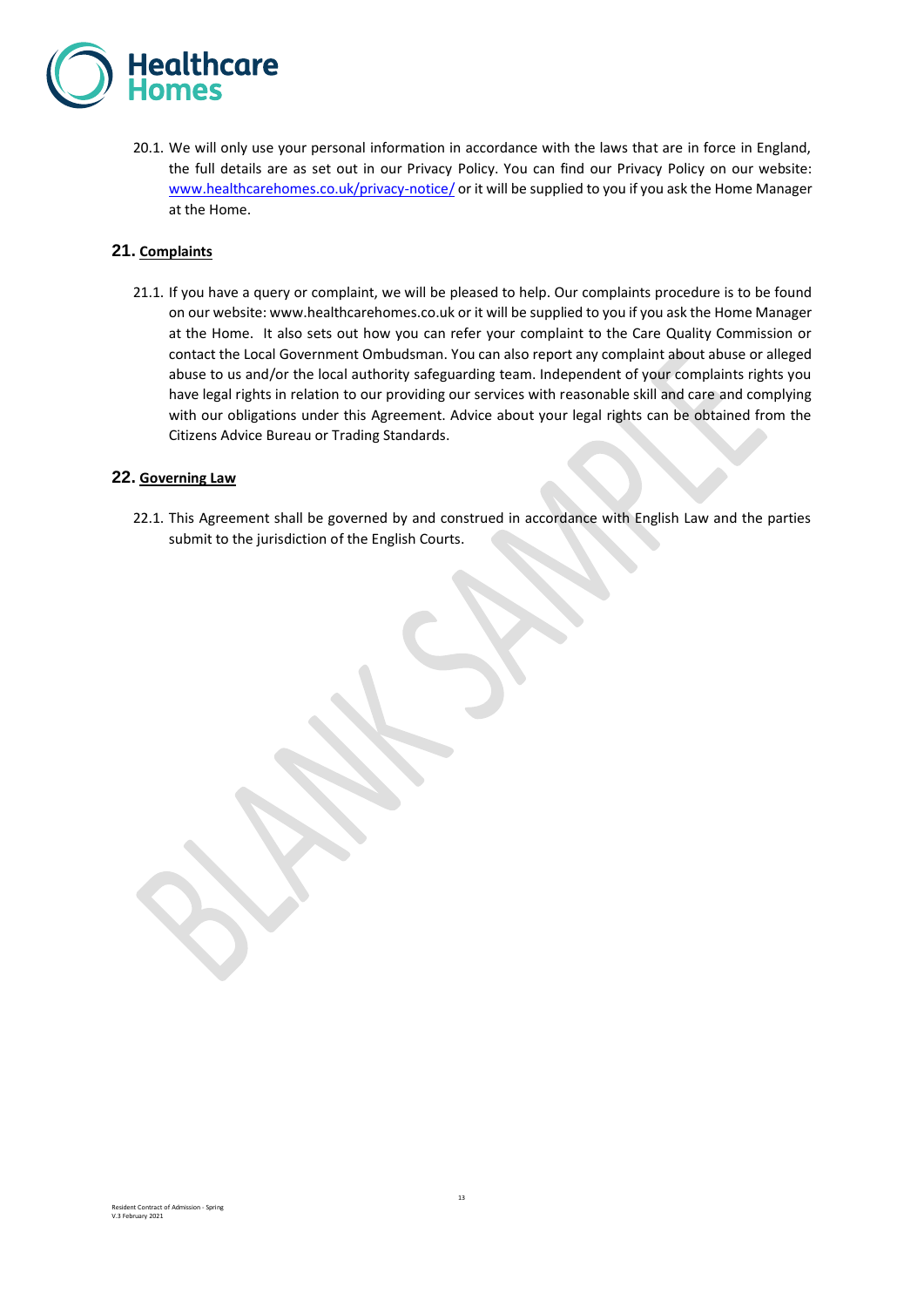20.1. We will only use your personal information in accordance with the laws that are in force in England, the full details are as set out in our Privacy Policy. You can find our Privacy Policy on our website: [www.healthcarehomes.co.uk/privacy-notice/](http://www.healthcarehomes.co.uk/privacy-notice/) or it will be supplied to you if you ask the Home Manager at the Home.

## 21. Complaints

21.1. If you have a query or complaint, we will be pleased to help. Our complaints procedure is to be found on our website: www.healthcarehomes.co.uk or it will be supplied to you if you ask the Home Manager at the Home. It also sets out how you can refer your complaint to the Care Quality Commission or contact the Local Government Ombudsman. You can also report any complaint about abuse or alleged abuse to us and/or the local authority safeguarding team. Independent of your complaints rights you have legal rights in relation to our providing our services with reasonable skill and care and complying with our obligations under this Agreement. Advice about your legal rights can be obtained from the Citizens Advice Bureau or Trading Standards.

## 22. Governing Law

22.1. This Agreement shall be governed by and construed in accordance with English Law and the parties submit to the jurisdiction of the English Courts.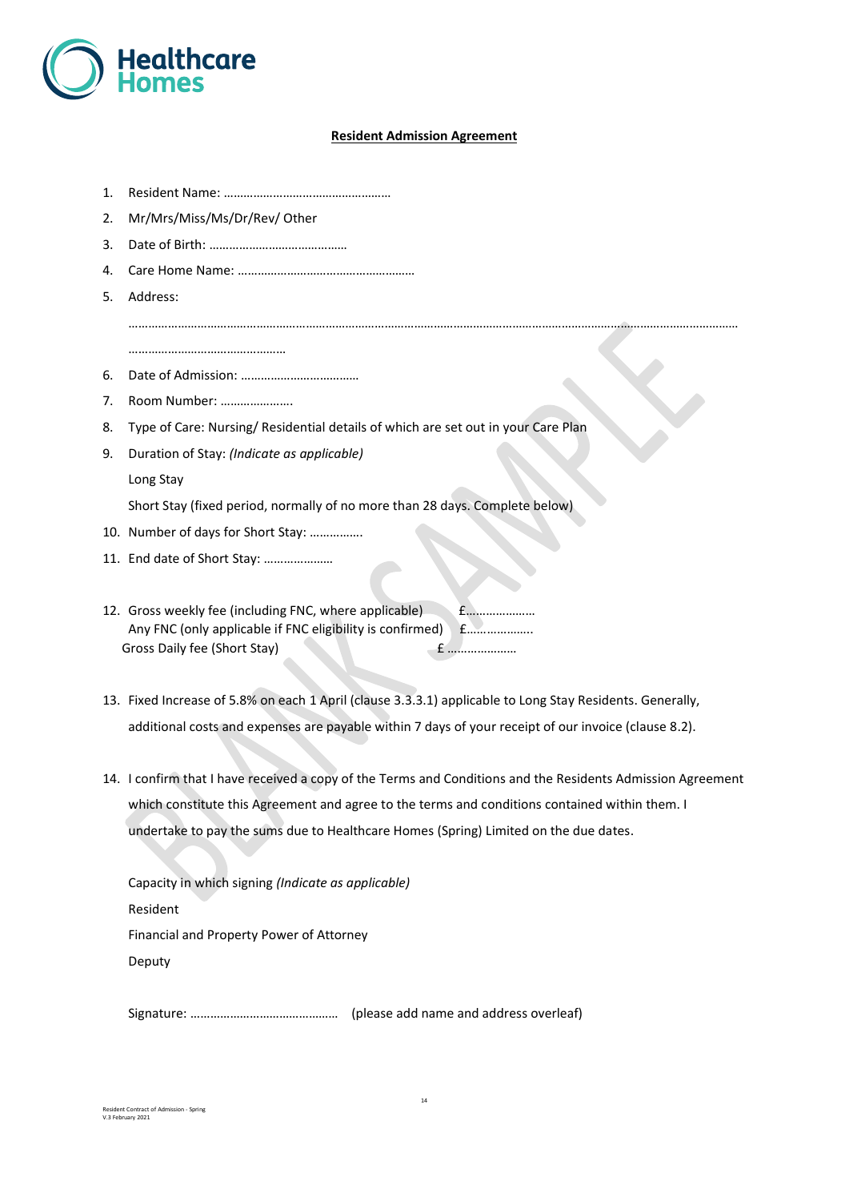Healthcare Homes

**Resident Admission Agreement**

1. Resident Name: ……………………………………………
2. Mr/Mrs/Miss/Ms/Dr/Rev/ Other
3. Date of Birth: ……………………………………
4. Care Home Name: ………………………………………………
5. Address:

   ……………………………………………………………………………………………………………………………………………………

   …………………………………………
6. Date of Admission: ………………………………
7. Room Number: ………………….
8. Type of Care: Nursing/ Residential details of which are set out in your Care Plan
9. Duration of Stay: *(Indicate as applicable)*

   Long Stay

   Short Stay (fixed period, normally of no more than 28 days. Complete below)
10. Number of days for Short Stay: …………….
11. End date of Short Stay: …………………
12. Gross weekly fee (including FNC, where applicable) £…………………

    Any FNC (only applicable if FNC eligibility is confirmed) £………………..

    Gross Daily fee (Short Stay) £ …………………
13. Fixed Increase of 5.8% on each 1 April (clause 3.3.3.1) applicable to Long Stay Residents. Generally, additional costs and expenses are payable within 7 days of your receipt of our invoice (clause 8.2).
14. I confirm that I have received a copy of the Terms and Conditions and the Residents Admission Agreement which constitute this Agreement and agree to the terms and conditions contained within them. I undertake to pay the sums due to Healthcare Homes (Spring) Limited on the due dates.

    Capacity in which signing *(Indicate as applicable)*

    Resident

    Financial and Property Power of Attorney

    Deputy

    Signature: ……………………………………… (please add name and address overleaf)

BLANK SAMPLE

Resident Contract of Admission - Spring
V.3 February 2021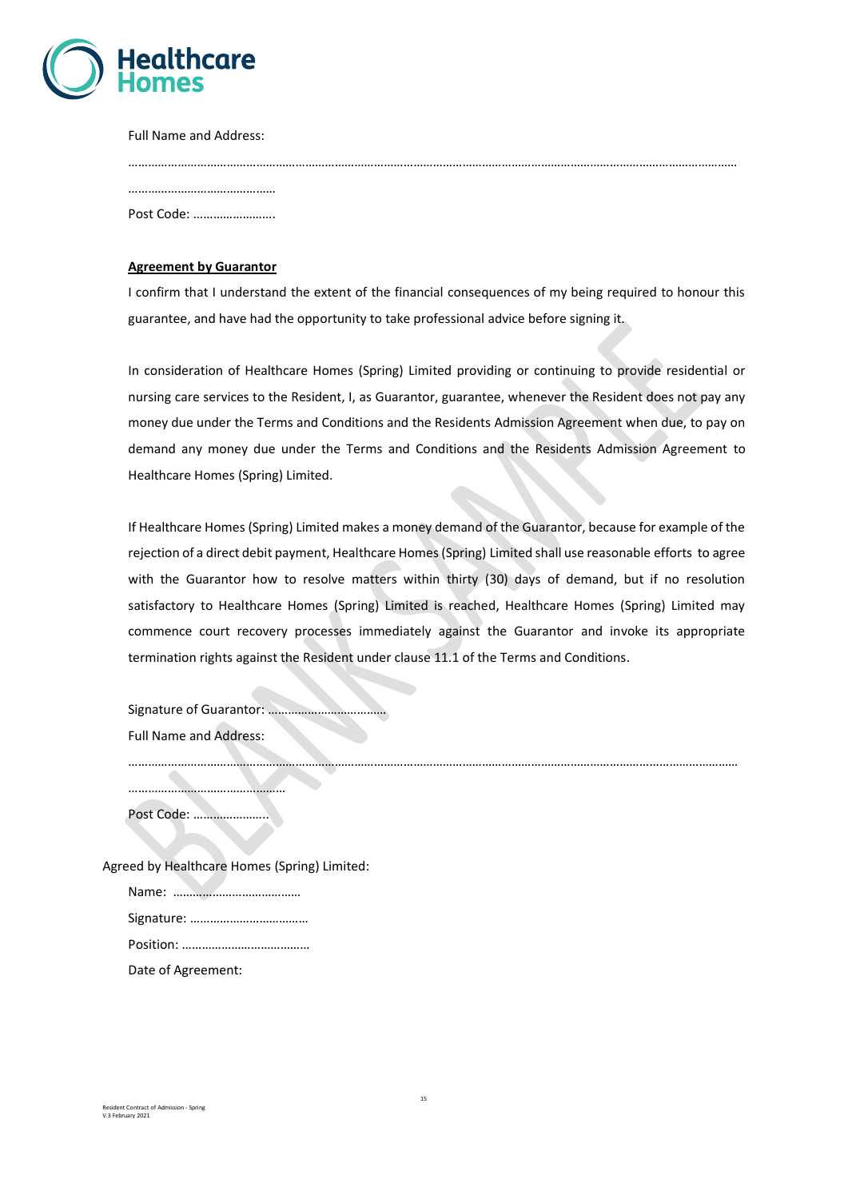Full Name and Address:

…………………………………………………………………………………………………………………………………………………………………

………………………………………

Post Code: …………………….

**Agreement by Guarantor**

I confirm that I understand the extent of the financial consequences of my being required to honour this guarantee, and have had the opportunity to take professional advice before signing it.

In consideration of Healthcare Homes (Spring) Limited providing or continuing to provide residential or nursing care services to the Resident, I, as Guarantor, guarantee, whenever the Resident does not pay any money due under the Terms and Conditions and the Residents Admission Agreement when due, to pay on demand any money due under the Terms and Conditions and the Residents Admission Agreement to Healthcare Homes (Spring) Limited.

If Healthcare Homes (Spring) Limited makes a money demand of the Guarantor, because for example of the rejection of a direct debit payment, Healthcare Homes (Spring) Limited shall use reasonable efforts to agree with the Guarantor how to resolve matters within thirty (30) days of demand, but if no resolution satisfactory to Healthcare Homes (Spring) Limited is reached, Healthcare Homes (Spring) Limited may commence court recovery processes immediately against the Guarantor and invoke its appropriate termination rights against the Resident under clause 11.1 of the Terms and Conditions.

Signature of Guarantor: ………………………………

Full Name and Address:

…………………………………………………………………………………………………………………………………………………………………

…………………………………………

Post Code: …………………..

Agreed by Healthcare Homes (Spring) Limited:

Name: …………………………………

Signature: ………………………………

Position: …………………………………

Date of Agreement: